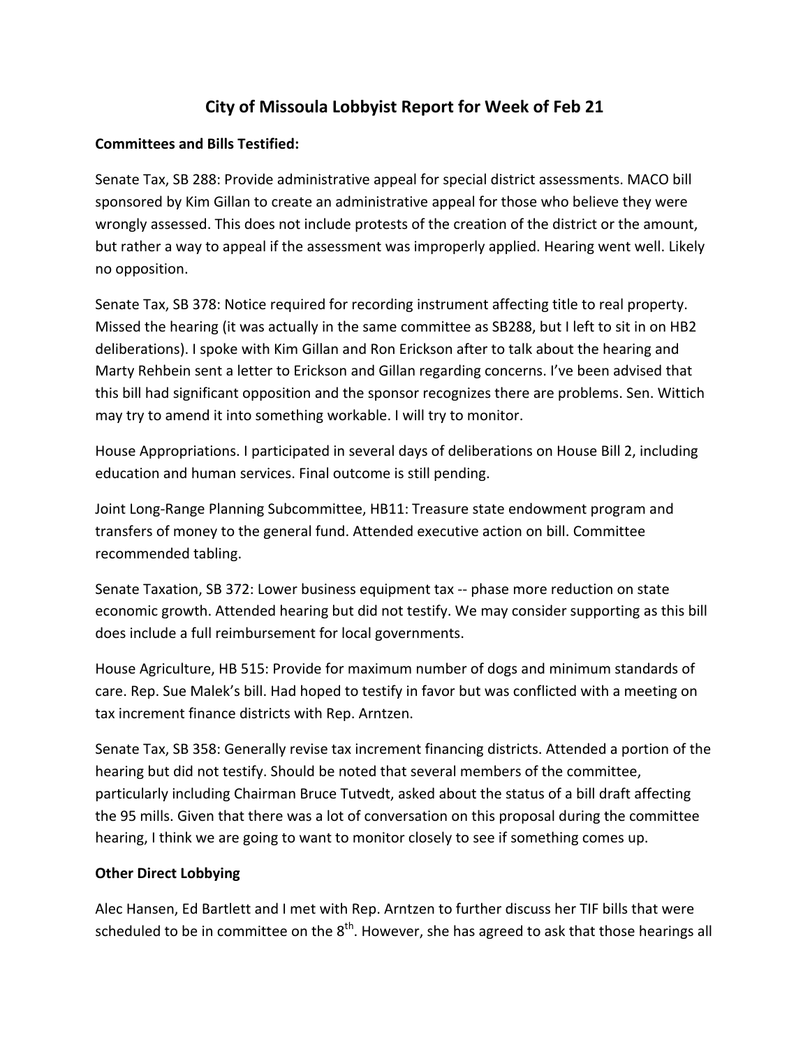# City of Missoula Lobbyist Report for Week of Feb 21

**Committees and Bills Testified:**

Senate Tax, SB 288: Provide administrative appeal for special district assessments. MACO bill sponsored by Kim Gillan to create an administrative appeal for those who believe they were wrongly assessed. This does not include protests of the creation of the district or the amount, but rather a way to appeal if the assessment was improperly applied. Hearing went well. Likely no opposition.

Senate Tax, SB 378: Notice required for recording instrument affecting title to real property. Missed the hearing (it was actually in the same committee as SB288, but I left to sit in on HB2 deliberations). I spoke with Kim Gillan and Ron Erickson after to talk about the hearing and Marty Rehbein sent a letter to Erickson and Gillan regarding concerns. I've been advised that this bill had significant opposition and the sponsor recognizes there are problems. Sen. Wittich may try to amend it into something workable. I will try to monitor.

House Appropriations. I participated in several days of deliberations on House Bill 2, including education and human services. Final outcome is still pending.

Joint Long-Range Planning Subcommittee, HB11: Treasure state endowment program and transfers of money to the general fund. Attended executive action on bill. Committee recommended tabling.

Senate Taxation, SB 372: Lower business equipment tax -- phase more reduction on state economic growth. Attended hearing but did not testify. We may consider supporting as this bill does include a full reimbursement for local governments.

House Agriculture, HB 515: Provide for maximum number of dogs and minimum standards of care. Rep. Sue Malek's bill. Had hoped to testify in favor but was conflicted with a meeting on tax increment finance districts with Rep. Arntzen.

Senate Tax, SB 358: Generally revise tax increment financing districts. Attended a portion of the hearing but did not testify. Should be noted that several members of the committee, particularly including Chairman Bruce Tutvedt, asked about the status of a bill draft affecting the 95 mills. Given that there was a lot of conversation on this proposal during the committee hearing, I think we are going to want to monitor closely to see if something comes up.

**Other Direct Lobbying**

Alec Hansen, Ed Bartlett and I met with Rep. Arntzen to further discuss her TIF bills that were scheduled to be in committee on the 8th. However, she has agreed to ask that those hearings all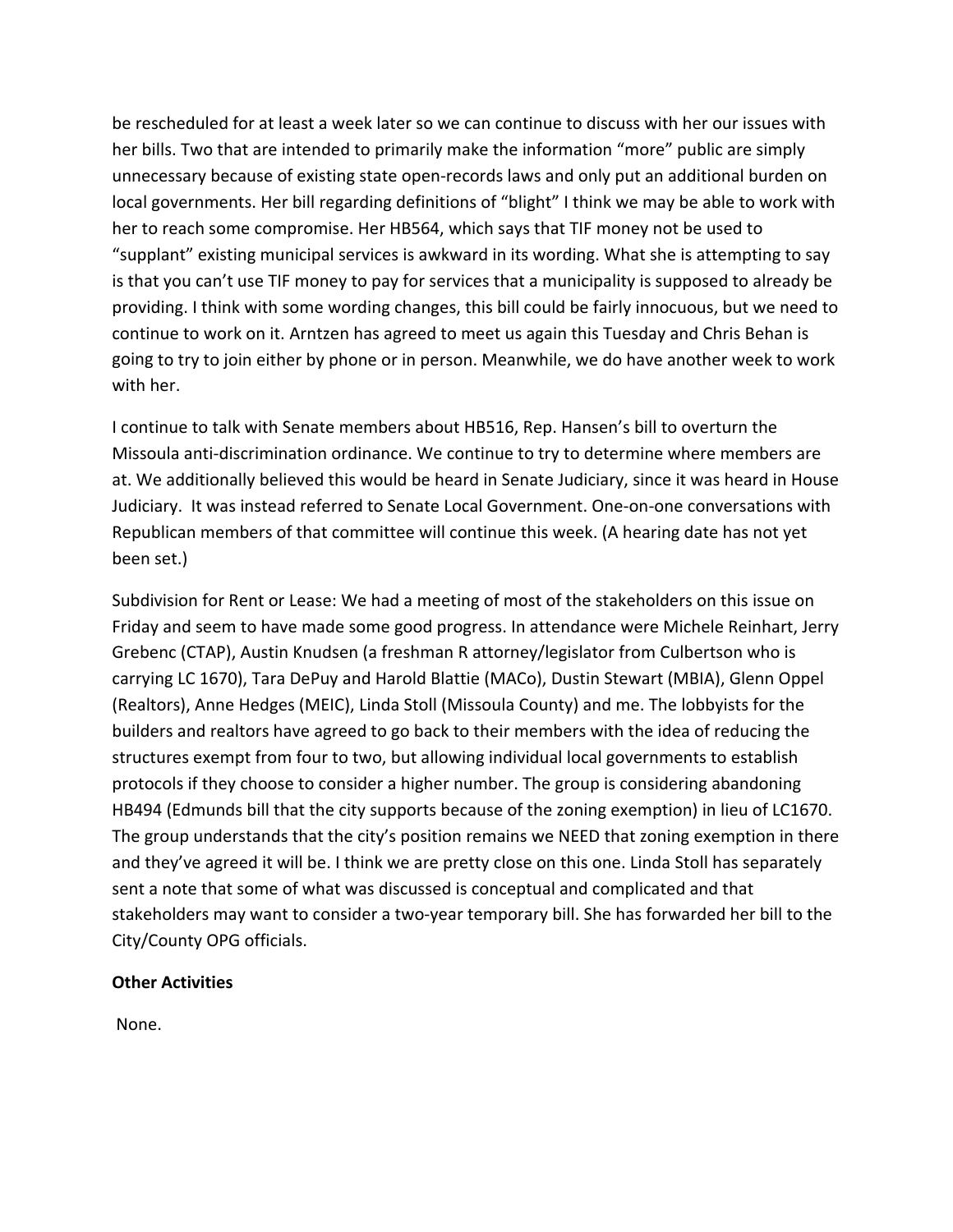be rescheduled for at least a week later so we can continue to discuss with her our issues with her bills. Two that are intended to primarily make the information "more" public are simply unnecessary because of existing state open-records laws and only put an additional burden on local governments. Her bill regarding definitions of "blight" I think we may be able to work with her to reach some compromise. Her HB564, which says that TIF money not be used to "supplant" existing municipal services is awkward in its wording. What she is attempting to say is that you can't use TIF money to pay for services that a municipality is supposed to already be providing. I think with some wording changes, this bill could be fairly innocuous, but we need to continue to work on it. Arntzen has agreed to meet us again this Tuesday and Chris Behan is going to try to join either by phone or in person. Meanwhile, we do have another week to work with her.

I continue to talk with Senate members about HB516, Rep. Hansen's bill to overturn the Missoula anti-discrimination ordinance. We continue to try to determine where members are at. We additionally believed this would be heard in Senate Judiciary, since it was heard in House Judiciary. It was instead referred to Senate Local Government. One-on-one conversations with Republican members of that committee will continue this week. (A hearing date has not yet been set.)

Subdivision for Rent or Lease: We had a meeting of most of the stakeholders on this issue on Friday and seem to have made some good progress. In attendance were Michele Reinhart, Jerry Grebenc (CTAP), Austin Knudsen (a freshman R attorney/legislator from Culbertson who is carrying LC 1670), Tara DePuy and Harold Blattie (MACo), Dustin Stewart (MBIA), Glenn Oppel (Realtors), Anne Hedges (MEIC), Linda Stoll (Missoula County) and me. The lobbyists for the builders and realtors have agreed to go back to their members with the idea of reducing the structures exempt from four to two, but allowing individual local governments to establish protocols if they choose to consider a higher number. The group is considering abandoning HB494 (Edmunds bill that the city supports because of the zoning exemption) in lieu of LC1670. The group understands that the city's position remains we NEED that zoning exemption in there and they've agreed it will be. I think we are pretty close on this one. Linda Stoll has separately sent a note that some of what was discussed is conceptual and complicated and that stakeholders may want to consider a two-year temporary bill. She has forwarded her bill to the City/County OPG officials.

**Other Activities**

None.